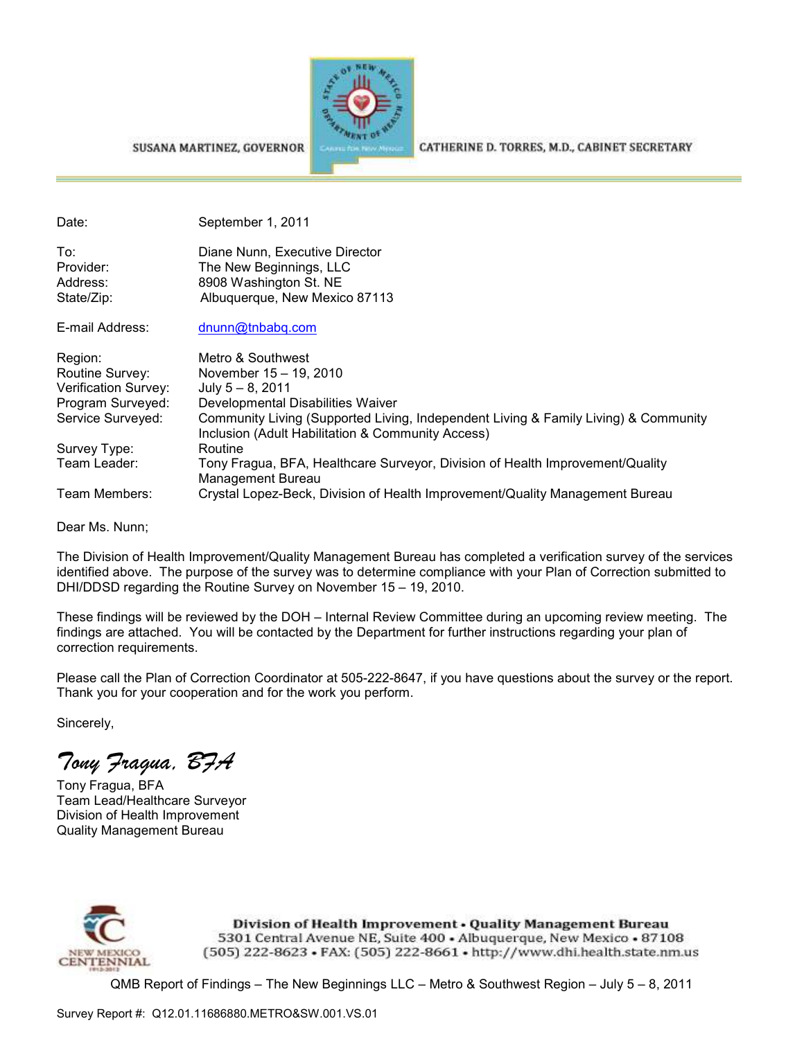SUSANA MARTINEZ, GOVERNOR CATHERINE D. TORRES, M.D., CABINET SECRETARY

| | |
|---|---|
| Date: | September 1, 2011 |
| To: | Diane Nunn, Executive Director |
| Provider: | The New Beginnings, LLC |
| Address: | 8908 Washington St. NE |
| State/Zip: | Albuquerque, New Mexico 87113 |
| E-mail Address: | dnunn@tnbabq.com |
| Region: | Metro & Southwest |
| Routine Survey: | November 15 – 19, 2010 |
| Verification Survey: | July 5 – 8, 2011 |
| Program Surveyed: | Developmental Disabilities Waiver |
| Service Surveyed: | Community Living (Supported Living, Independent Living & Family Living) & Community Inclusion (Adult Habilitation & Community Access) |
| Survey Type: | Routine |
| Team Leader: | Tony Fragua, BFA, Healthcare Surveyor, Division of Health Improvement/Quality Management Bureau |
| Team Members: | Crystal Lopez-Beck, Division of Health Improvement/Quality Management Bureau |

Dear Ms. Nunn;

The Division of Health Improvement/Quality Management Bureau has completed a verification survey of the services identified above. The purpose of the survey was to determine compliance with your Plan of Correction submitted to DHI/DDSD regarding the Routine Survey on November 15 – 19, 2010.

These findings will be reviewed by the DOH – Internal Review Committee during an upcoming review meeting. The findings are attached. You will be contacted by the Department for further instructions regarding your plan of correction requirements.

Please call the Plan of Correction Coordinator at 505-222-8647, if you have questions about the survey or the report. Thank you for your cooperation and for the work you perform.

Sincerely,

*Tony Fragua, BFA*

Tony Fragua, BFA
Team Lead/Healthcare Surveyor
Division of Health Improvement
Quality Management Bureau

**Division of Health Improvement • Quality Management Bureau**
5301 Central Avenue NE, Suite 400 • Albuquerque, New Mexico • 87108
(505) 222-8623 • FAX: (505) 222-8661 • http://www.dhi.health.state.nm.us

QMB Report of Findings – The New Beginnings LLC – Metro & Southwest Region – July 5 – 8, 2011

Survey Report #: Q12.01.11686880.METRO&SW.001.VS.01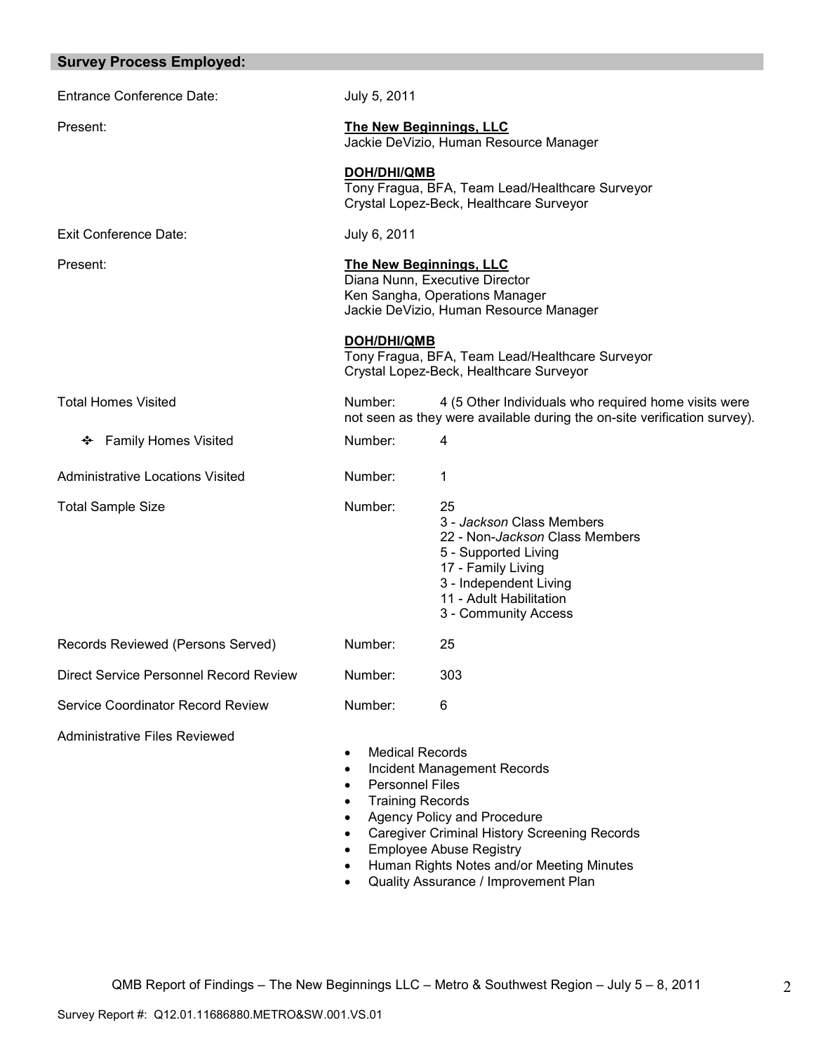## Survey Process Employed:

| | |
|---|---|
| Entrance Conference Date: | July 5, 2011 |
| Present: | **The New Beginnings, LLC**<br>Jackie DeVizio, Human Resource Manager<br><br>**DOH/DHI/QMB**<br>Tony Fragua, BFA, Team Lead/Healthcare Surveyor<br>Crystal Lopez-Beck, Healthcare Surveyor |
| Exit Conference Date: | July 6, 2011 |
| Present: | **The New Beginnings, LLC**<br>Diana Nunn, Executive Director<br>Ken Sangha, Operations Manager<br>Jackie DeVizio, Human Resource Manager<br><br>**DOH/DHI/QMB**<br>Tony Fragua, BFA, Team Lead/Healthcare Surveyor<br>Crystal Lopez-Beck, Healthcare Surveyor |
| Total Homes Visited | Number: 4 (5 Other Individuals who required home visits were not seen as they were available during the on-site verification survey). |
| ❖ Family Homes Visited | Number: 4 |
| Administrative Locations Visited | Number: 1 |
| Total Sample Size | Number: 25<br>3 - *Jackson* Class Members<br>22 - Non-*Jackson* Class Members<br>5 - Supported Living<br>17 - Family Living<br>3 - Independent Living<br>11 - Adult Habilitation<br>3 - Community Access |
| Records Reviewed (Persons Served) | Number: 25 |
| Direct Service Personnel Record Review | Number: 303 |
| Service Coordinator Record Review | Number: 6 |

Administrative Files Reviewed

- Medical Records
- Incident Management Records
- Personnel Files
- Training Records
- Agency Policy and Procedure
- Caregiver Criminal History Screening Records
- Employee Abuse Registry
- Human Rights Notes and/or Meeting Minutes
- Quality Assurance / Improvement Plan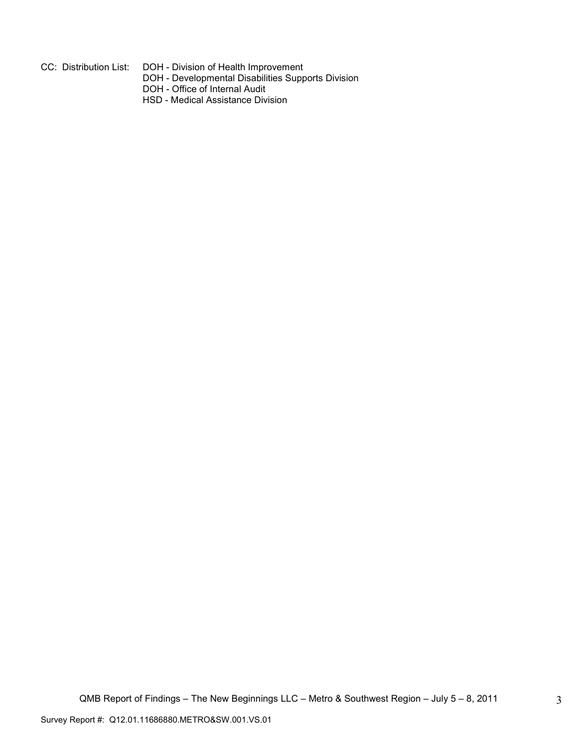CC: Distribution List: DOH - Division of Health Improvement
DOH - Developmental Disabilities Supports Division
DOH - Office of Internal Audit
HSD - Medical Assistance Division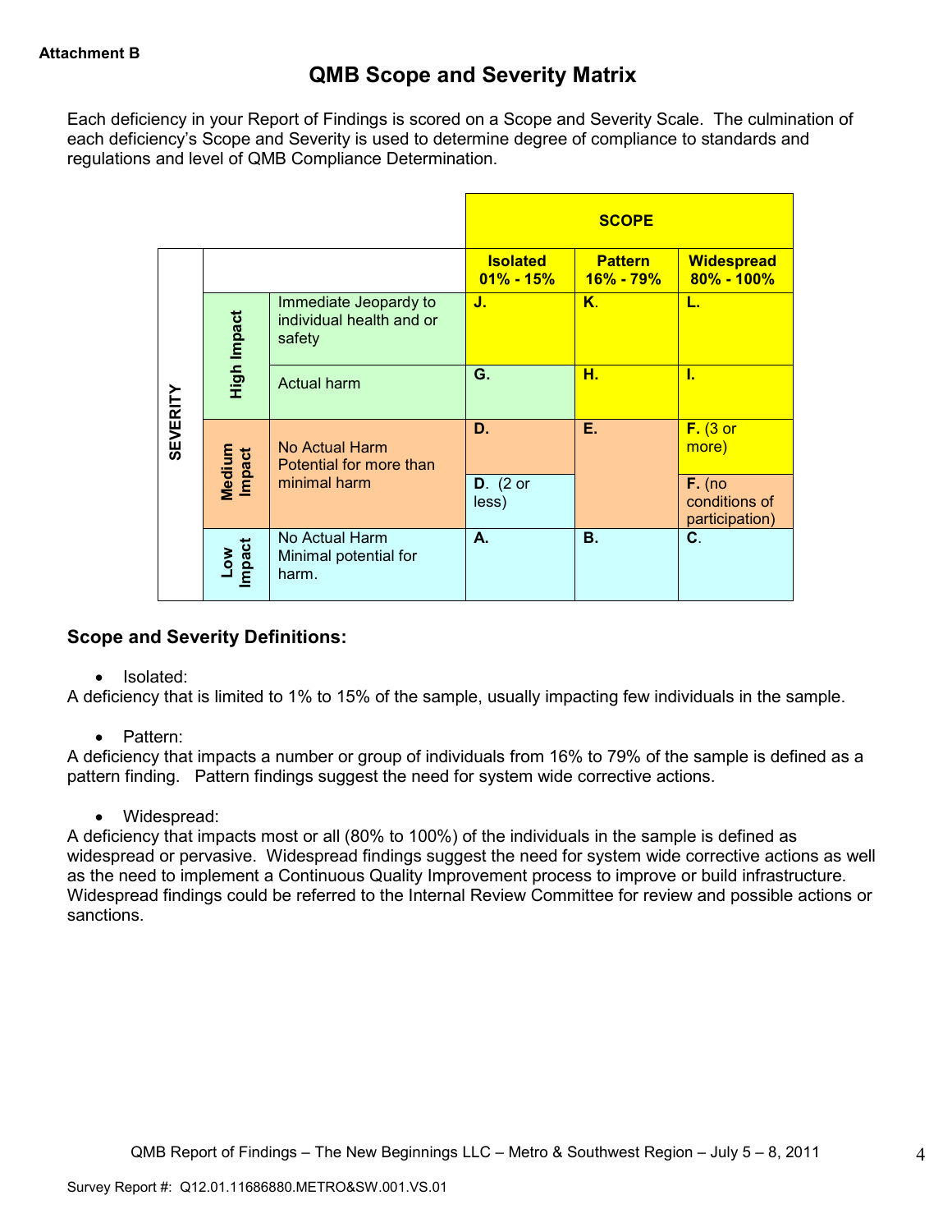**Attachment B**

# QMB Scope and Severity Matrix

Each deficiency in your Report of Findings is scored on a Scope and Severity Scale. The culmination of each deficiency's Scope and Severity is used to determine degree of compliance to standards and regulations and level of QMB Compliance Determination.

| | | | SCOPE | | |
|---|---|---|---|---|---|
| **SEVERITY** | | | **Isolated 01% - 15%** | **Pattern 16% - 79%** | **Widespread 80% - 100%** |
| | **High Impact** | Immediate Jeopardy to individual health and or safety | **J.** | **K.** | **L.** |
| | **High Impact** | Actual harm | **G.** | **H.** | **I.** |
| | **Medium Impact** | No Actual Harm Potential for more than minimal harm | **D.** | **E.** | **F.** (3 or more) |
| | **Medium Impact** | No Actual Harm Potential for more than minimal harm | **D.** (2 or less) | | **F.** (no conditions of participation) |
| | **Low Impact** | No Actual Harm Minimal potential for harm. | **A.** | **B.** | **C.** |

### Scope and Severity Definitions:

- Isolated:

A deficiency that is limited to 1% to 15% of the sample, usually impacting few individuals in the sample.

- Pattern:

A deficiency that impacts a number or group of individuals from 16% to 79% of the sample is defined as a pattern finding. Pattern findings suggest the need for system wide corrective actions.

- Widespread:

A deficiency that impacts most or all (80% to 100%) of the individuals in the sample is defined as widespread or pervasive. Widespread findings suggest the need for system wide corrective actions as well as the need to implement a Continuous Quality Improvement process to improve or build infrastructure. Widespread findings could be referred to the Internal Review Committee for review and possible actions or sanctions.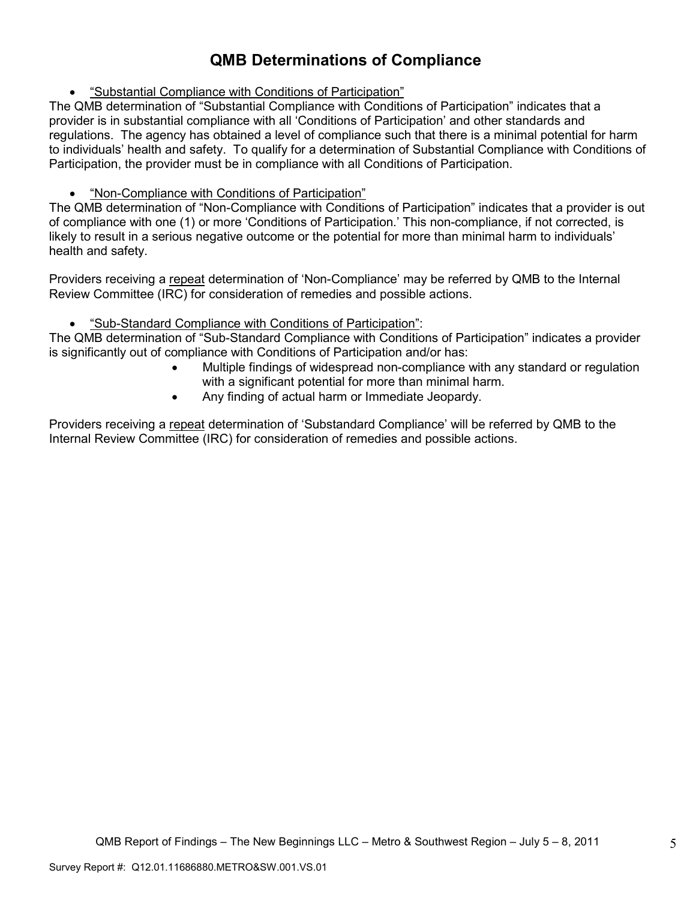# QMB Determinations of Compliance

- <u>"Substantial Compliance with Conditions of Participation"</u>

The QMB determination of "Substantial Compliance with Conditions of Participation" indicates that a provider is in substantial compliance with all 'Conditions of Participation' and other standards and regulations. The agency has obtained a level of compliance such that there is a minimal potential for harm to individuals' health and safety. To qualify for a determination of Substantial Compliance with Conditions of Participation, the provider must be in compliance with all Conditions of Participation.

- <u>"Non-Compliance with Conditions of Participation"</u>

The QMB determination of "Non-Compliance with Conditions of Participation" indicates that a provider is out of compliance with one (1) or more 'Conditions of Participation.' This non-compliance, if not corrected, is likely to result in a serious negative outcome or the potential for more than minimal harm to individuals' health and safety.

Providers receiving a <u>repeat</u> determination of 'Non-Compliance' may be referred by QMB to the Internal Review Committee (IRC) for consideration of remedies and possible actions.

- <u>"Sub-Standard Compliance with Conditions of Participation"</u>:

The QMB determination of "Sub-Standard Compliance with Conditions of Participation" indicates a provider is significantly out of compliance with Conditions of Participation and/or has:

- Multiple findings of widespread non-compliance with any standard or regulation with a significant potential for more than minimal harm.
- Any finding of actual harm or Immediate Jeopardy.

Providers receiving a <u>repeat</u> determination of 'Substandard Compliance' will be referred by QMB to the Internal Review Committee (IRC) for consideration of remedies and possible actions.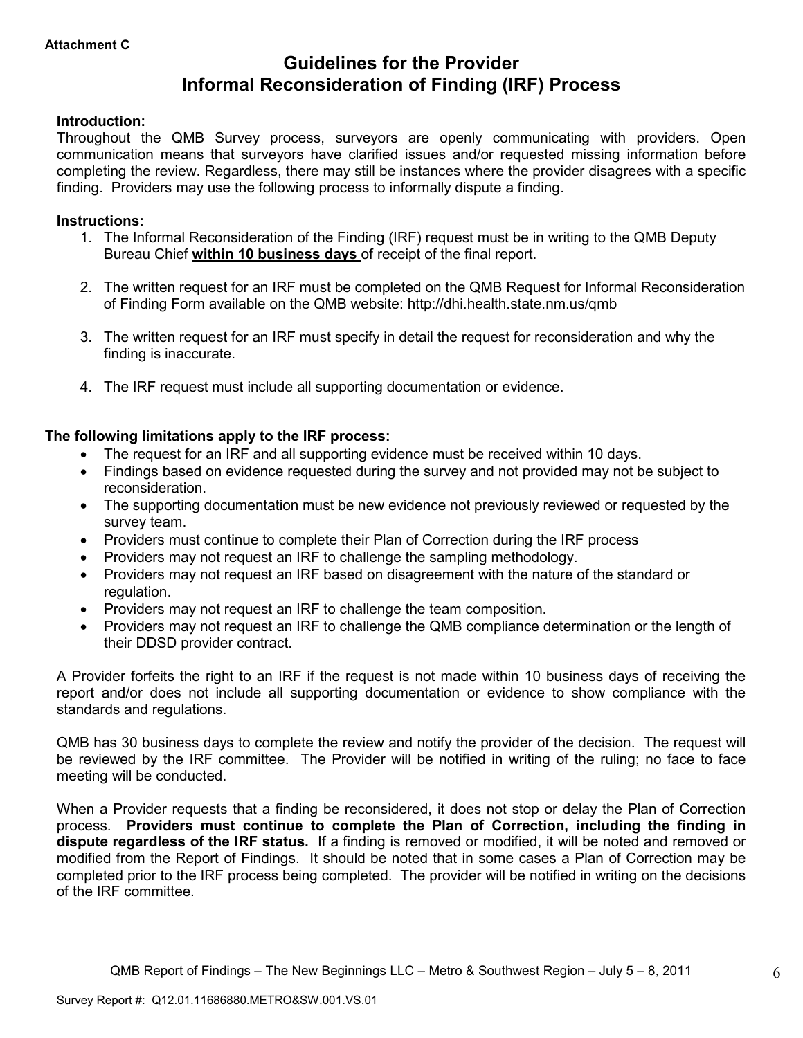**Attachment C**

# Guidelines for the Provider
# Informal Reconsideration of Finding (IRF) Process

**Introduction:**

Throughout the QMB Survey process, surveyors are openly communicating with providers. Open communication means that surveyors have clarified issues and/or requested missing information before completing the review. Regardless, there may still be instances where the provider disagrees with a specific finding. Providers may use the following process to informally dispute a finding.

**Instructions:**

1. The Informal Reconsideration of the Finding (IRF) request must be in writing to the QMB Deputy Bureau Chief **within 10 business days** of receipt of the final report.

2. The written request for an IRF must be completed on the QMB Request for Informal Reconsideration of Finding Form available on the QMB website: http://dhi.health.state.nm.us/qmb

3. The written request for an IRF must specify in detail the request for reconsideration and why the finding is inaccurate.

4. The IRF request must include all supporting documentation or evidence.

**The following limitations apply to the IRF process:**

- The request for an IRF and all supporting evidence must be received within 10 days.
- Findings based on evidence requested during the survey and not provided may not be subject to reconsideration.
- The supporting documentation must be new evidence not previously reviewed or requested by the survey team.
- Providers must continue to complete their Plan of Correction during the IRF process
- Providers may not request an IRF to challenge the sampling methodology.
- Providers may not request an IRF based on disagreement with the nature of the standard or regulation.
- Providers may not request an IRF to challenge the team composition.
- Providers may not request an IRF to challenge the QMB compliance determination or the length of their DDSD provider contract.

A Provider forfeits the right to an IRF if the request is not made within 10 business days of receiving the report and/or does not include all supporting documentation or evidence to show compliance with the standards and regulations.

QMB has 30 business days to complete the review and notify the provider of the decision. The request will be reviewed by the IRF committee. The Provider will be notified in writing of the ruling; no face to face meeting will be conducted.

When a Provider requests that a finding be reconsidered, it does not stop or delay the Plan of Correction process. **Providers must continue to complete the Plan of Correction, including the finding in dispute regardless of the IRF status.** If a finding is removed or modified, it will be noted and removed or modified from the Report of Findings. It should be noted that in some cases a Plan of Correction may be completed prior to the IRF process being completed. The provider will be notified in writing on the decisions of the IRF committee.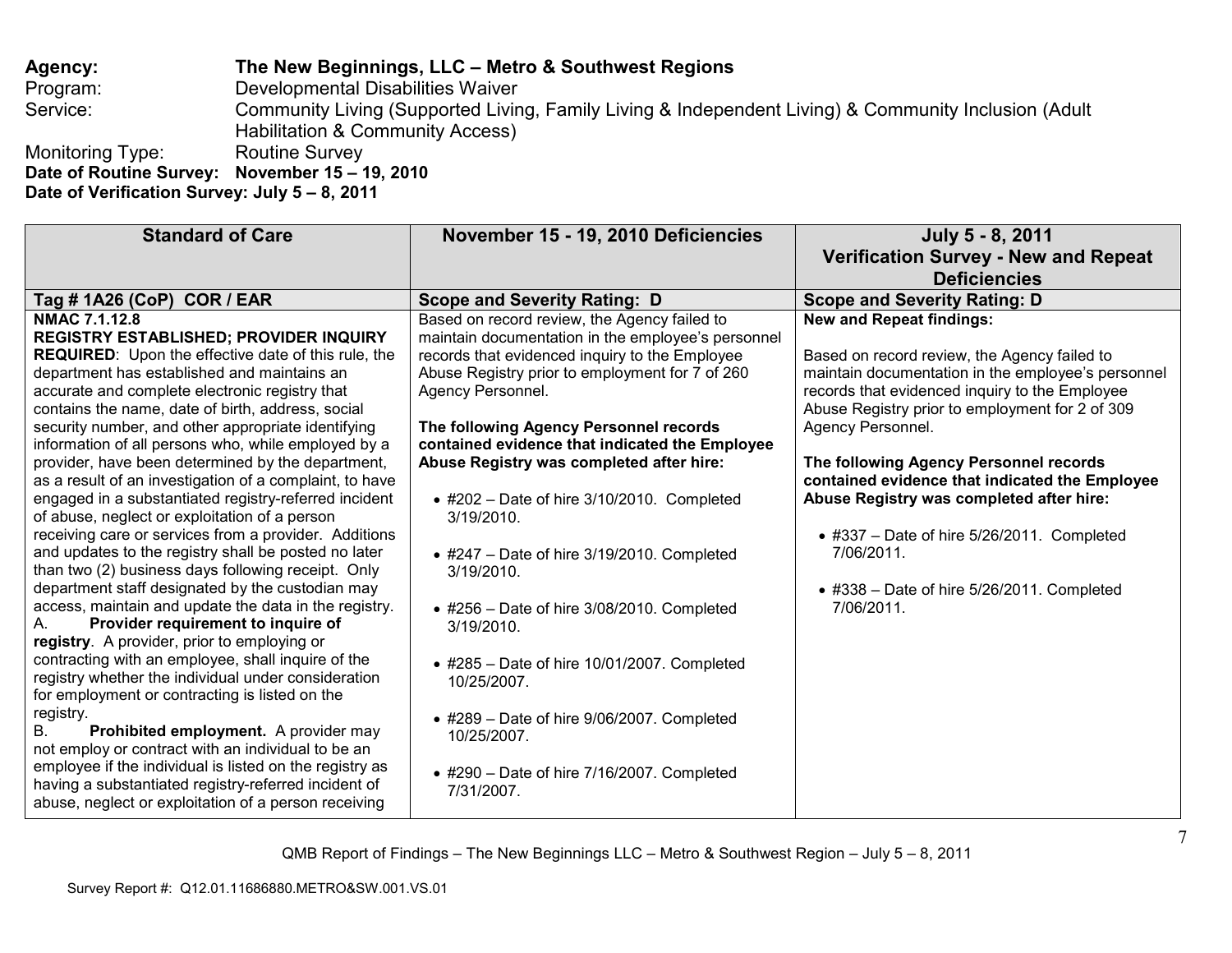**Agency:** **The New Beginnings, LLC – Metro & Southwest Regions**
Program: Developmental Disabilities Waiver
Service: Community Living (Supported Living, Family Living & Independent Living) & Community Inclusion (Adult Habilitation & Community Access)
Monitoring Type: Routine Survey
**Date of Routine Survey: November 15 – 19, 2010**
**Date of Verification Survey: July 5 – 8, 2011**

| Standard of Care | November 15 - 19, 2010 Deficiencies | July 5 - 8, 2011 Verification Survey - New and Repeat Deficiencies |
|---|---|---|
| **Tag # 1A26 (CoP) COR / EAR** | **Scope and Severity Rating: D** | **Scope and Severity Rating: D** |
| **NMAC 7.1.12.8**<br>**REGISTRY ESTABLISHED; PROVIDER INQUIRY REQUIRED**: Upon the effective date of this rule, the department has established and maintains an accurate and complete electronic registry that contains the name, date of birth, address, social security number, and other appropriate identifying information of all persons who, while employed by a provider, have been determined by the department, as a result of an investigation of a complaint, to have engaged in a substantiated registry-referred incident of abuse, neglect or exploitation of a person receiving care or services from a provider. Additions and updates to the registry shall be posted no later than two (2) business days following receipt. Only department staff designated by the custodian may access, maintain and update the data in the registry.<br>A. **Provider requirement to inquire of registry**. A provider, prior to employing or contracting with an employee, shall inquire of the registry whether the individual under consideration for employment or contracting is listed on the registry.<br>B. **Prohibited employment.** A provider may not employ or contract with an individual to be an employee if the individual is listed on the registry as having a substantiated registry-referred incident of abuse, neglect or exploitation of a person receiving | Based on record review, the Agency failed to maintain documentation in the employee's personnel records that evidenced inquiry to the Employee Abuse Registry prior to employment for 7 of 260 Agency Personnel.<br><br>**The following Agency Personnel records contained evidence that indicated the Employee Abuse Registry was completed after hire:**<br><br>• #202 – Date of hire 3/10/2010. Completed 3/19/2010.<br><br>• #247 – Date of hire 3/19/2010. Completed 3/19/2010.<br><br>• #256 – Date of hire 3/08/2010. Completed 3/19/2010.<br><br>• #285 – Date of hire 10/01/2007. Completed 10/25/2007.<br><br>• #289 – Date of hire 9/06/2007. Completed 10/25/2007.<br><br>• #290 – Date of hire 7/16/2007. Completed 7/31/2007. | **New and Repeat findings:**<br><br>Based on record review, the Agency failed to maintain documentation in the employee's personnel records that evidenced inquiry to the Employee Abuse Registry prior to employment for 2 of 309 Agency Personnel.<br><br>**The following Agency Personnel records contained evidence that indicated the Employee Abuse Registry was completed after hire:**<br><br>• #337 – Date of hire 5/26/2011. Completed 7/06/2011.<br><br>• #338 – Date of hire 5/26/2011. Completed 7/06/2011. |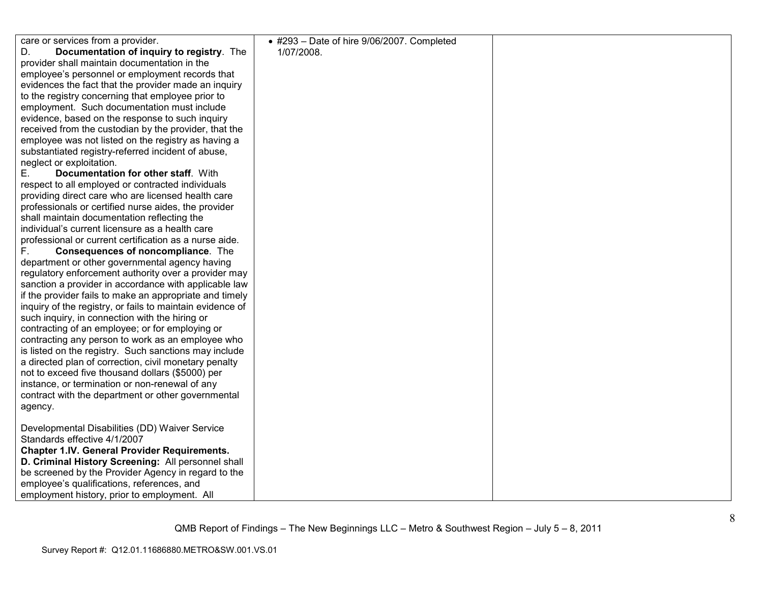| | | |
|---|---|---|
| care or services from a provider.<br>D. **Documentation of inquiry to registry**. The provider shall maintain documentation in the employee's personnel or employment records that evidences the fact that the provider made an inquiry to the registry concerning that employee prior to employment. Such documentation must include evidence, based on the response to such inquiry received from the custodian by the provider, that the employee was not listed on the registry as having a substantiated registry-referred incident of abuse, neglect or exploitation.<br>E. **Documentation for other staff**. With respect to all employed or contracted individuals providing direct care who are licensed health care professionals or certified nurse aides, the provider shall maintain documentation reflecting the individual's current licensure as a health care professional or current certification as a nurse aide.<br>F. **Consequences of noncompliance**. The department or other governmental agency having regulatory enforcement authority over a provider may sanction a provider in accordance with applicable law if the provider fails to make an appropriate and timely inquiry of the registry, or fails to maintain evidence of such inquiry, in connection with the hiring or contracting of an employee; or for employing or contracting any person to work as an employee who is listed on the registry. Such sanctions may include a directed plan of correction, civil monetary penalty not to exceed five thousand dollars ($5000) per instance, or termination or non-renewal of any contract with the department or other governmental agency.<br><br>Developmental Disabilities (DD) Waiver Service Standards effective 4/1/2007<br>**Chapter 1.IV. General Provider Requirements.**<br>**D. Criminal History Screening:** All personnel shall be screened by the Provider Agency in regard to the employee's qualifications, references, and employment history, prior to employment. All | • #293 – Date of hire 9/06/2007. Completed 1/07/2008. | |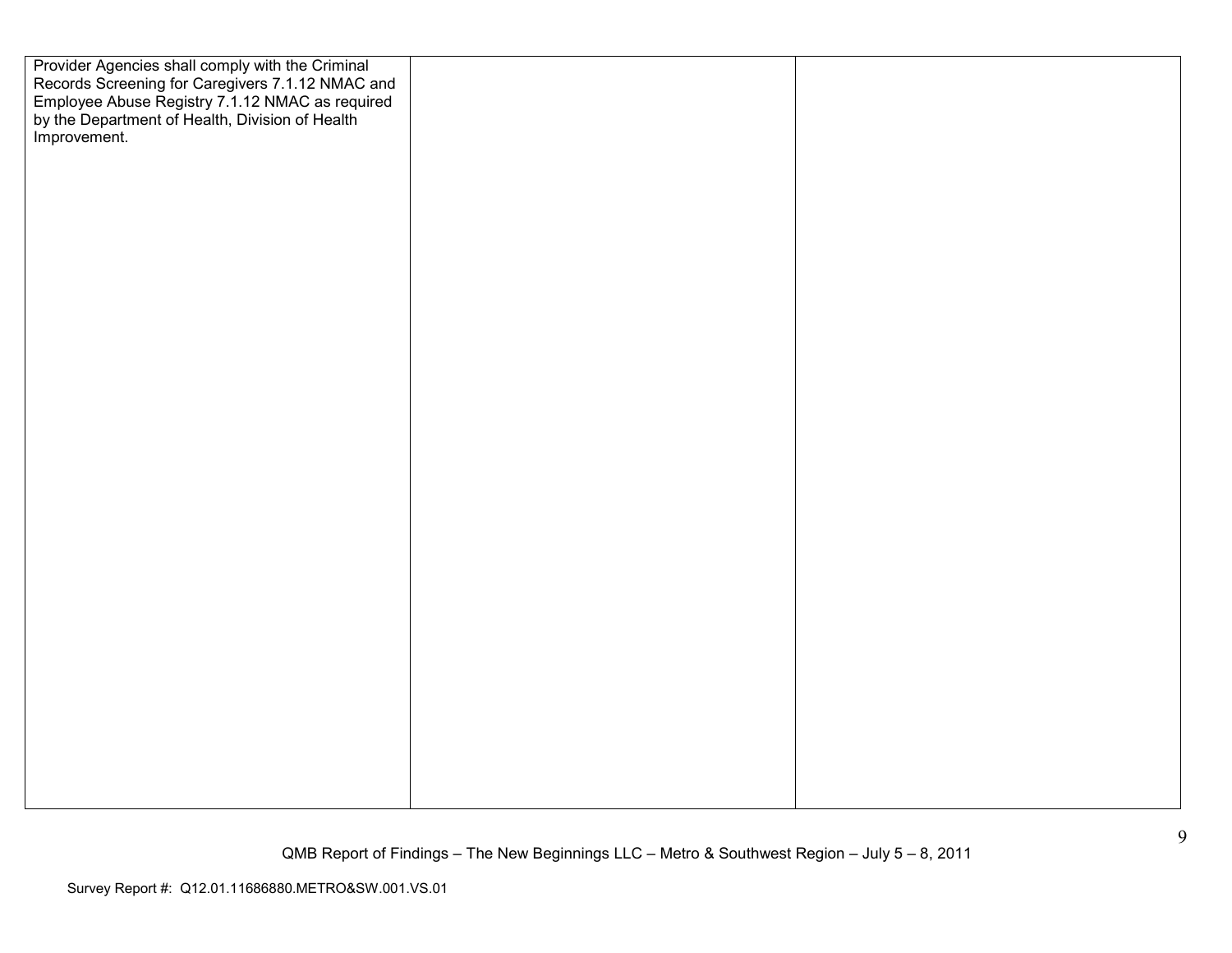| | | |
|---|---|---|
| Provider Agencies shall comply with the Criminal Records Screening for Caregivers 7.1.12 NMAC and Employee Abuse Registry 7.1.12 NMAC as required by the Department of Health, Division of Health Improvement. | | |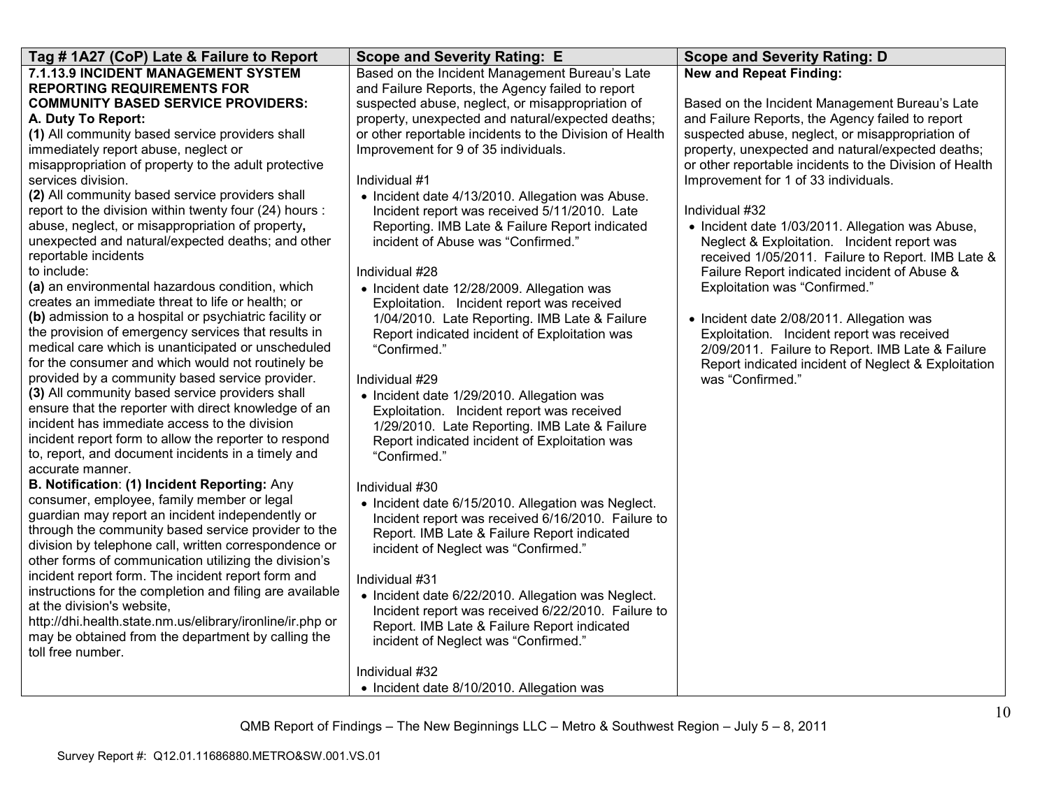| Tag # 1A27 (CoP) Late & Failure to Report | Scope and Severity Rating: E | Scope and Severity Rating: D |
|---|---|---|
| **7.1.13.9 INCIDENT MANAGEMENT SYSTEM REPORTING REQUIREMENTS FOR COMMUNITY BASED SERVICE PROVIDERS:**<br>**A. Duty To Report:**<br>**(1)** All community based service providers shall immediately report abuse, neglect or misappropriation of property to the adult protective services division.<br>**(2)** All community based service providers shall report to the division within twenty four (24) hours : abuse, neglect, or misappropriation of property**,** unexpected and natural/expected deaths; and other reportable incidents to include:<br>**(a)** an environmental hazardous condition, which creates an immediate threat to life or health; or<br>**(b)** admission to a hospital or psychiatric facility or the provision of emergency services that results in medical care which is unanticipated or unscheduled for the consumer and which would not routinely be provided by a community based service provider.<br>**(3)** All community based service providers shall ensure that the reporter with direct knowledge of an incident has immediate access to the division incident report form to allow the reporter to respond to, report, and document incidents in a timely and accurate manner.<br>**B. Notification**: **(1) Incident Reporting:** Any consumer, employee, family member or legal guardian may report an incident independently or through the community based service provider to the division by telephone call, written correspondence or other forms of communication utilizing the division's incident report form. The incident report form and instructions for the completion and filing are available at the division's website, http://dhi.health.state.nm.us/elibrary/ironline/ir.php or may be obtained from the department by calling the toll free number. | Based on the Incident Management Bureau's Late and Failure Reports, the Agency failed to report suspected abuse, neglect, or misappropriation of property, unexpected and natural/expected deaths; or other reportable incidents to the Division of Health Improvement for 9 of 35 individuals.<br><br>Individual #1<br>• Incident date 4/13/2010. Allegation was Abuse. Incident report was received 5/11/2010. Late Reporting. IMB Late & Failure Report indicated incident of Abuse was "Confirmed."<br><br>Individual #28<br>• Incident date 12/28/2009. Allegation was Exploitation. Incident report was received 1/04/2010. Late Reporting. IMB Late & Failure Report indicated incident of Exploitation was "Confirmed."<br><br>Individual #29<br>• Incident date 1/29/2010. Allegation was Exploitation. Incident report was received 1/29/2010. Late Reporting. IMB Late & Failure Report indicated incident of Exploitation was "Confirmed."<br><br>Individual #30<br>• Incident date 6/15/2010. Allegation was Neglect. Incident report was received 6/16/2010. Failure to Report. IMB Late & Failure Report indicated incident of Neglect was "Confirmed."<br><br>Individual #31<br>• Incident date 6/22/2010. Allegation was Neglect. Incident report was received 6/22/2010. Failure to Report. IMB Late & Failure Report indicated incident of Neglect was "Confirmed."<br><br>Individual #32<br>• Incident date 8/10/2010. Allegation was | **New and Repeat Finding:**<br><br>Based on the Incident Management Bureau's Late and Failure Reports, the Agency failed to report suspected abuse, neglect, or misappropriation of property, unexpected and natural/expected deaths; or other reportable incidents to the Division of Health Improvement for 1 of 33 individuals.<br><br>Individual #32<br>• Incident date 1/03/2011. Allegation was Abuse, Neglect & Exploitation. Incident report was received 1/05/2011. Failure to Report. IMB Late & Failure Report indicated incident of Abuse & Exploitation was "Confirmed."<br><br>• Incident date 2/08/2011. Allegation was Exploitation. Incident report was received 2/09/2011. Failure to Report. IMB Late & Failure Report indicated incident of Neglect & Exploitation was "Confirmed." |

QMB Report of Findings – The New Beginnings LLC – Metro & Southwest Region – July 5 – 8, 2011

Survey Report #: Q12.01.11686880.METRO&SW.001.VS.01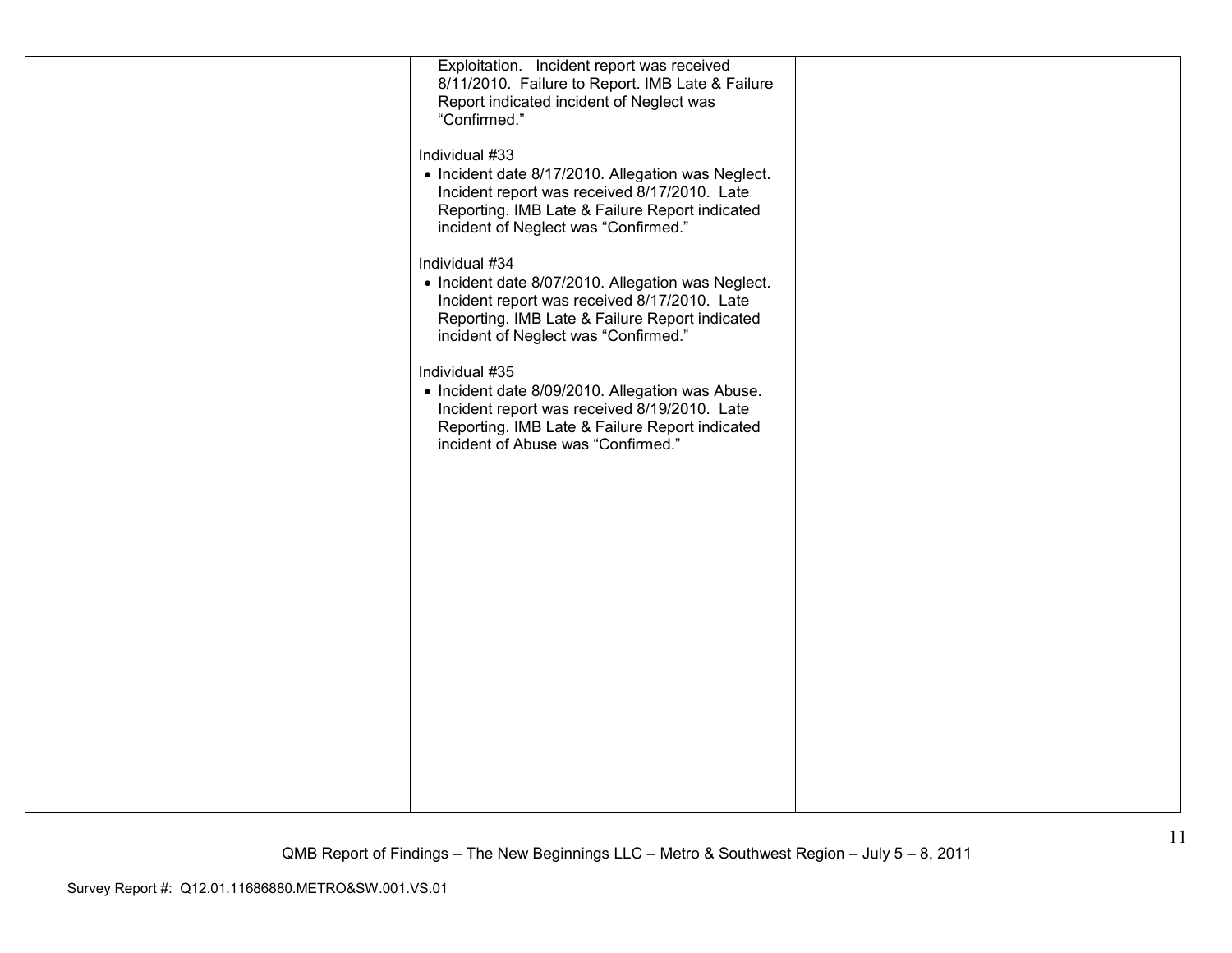| | | |
|---|---|---|
| | Exploitation. Incident report was received 8/11/2010. Failure to Report. IMB Late & Failure Report indicated incident of Neglect was “Confirmed.”<br><br>Individual #33<br>• Incident date 8/17/2010. Allegation was Neglect. Incident report was received 8/17/2010. Late Reporting. IMB Late & Failure Report indicated incident of Neglect was “Confirmed.”<br><br>Individual #34<br>• Incident date 8/07/2010. Allegation was Neglect. Incident report was received 8/17/2010. Late Reporting. IMB Late & Failure Report indicated incident of Neglect was “Confirmed.”<br><br>Individual #35<br>• Incident date 8/09/2010. Allegation was Abuse. Incident report was received 8/19/2010. Late Reporting. IMB Late & Failure Report indicated incident of Abuse was “Confirmed.” | |

QMB Report of Findings – The New Beginnings LLC – Metro & Southwest Region – July 5 – 8, 2011

Survey Report #: Q12.01.11686880.METRO&SW.001.VS.01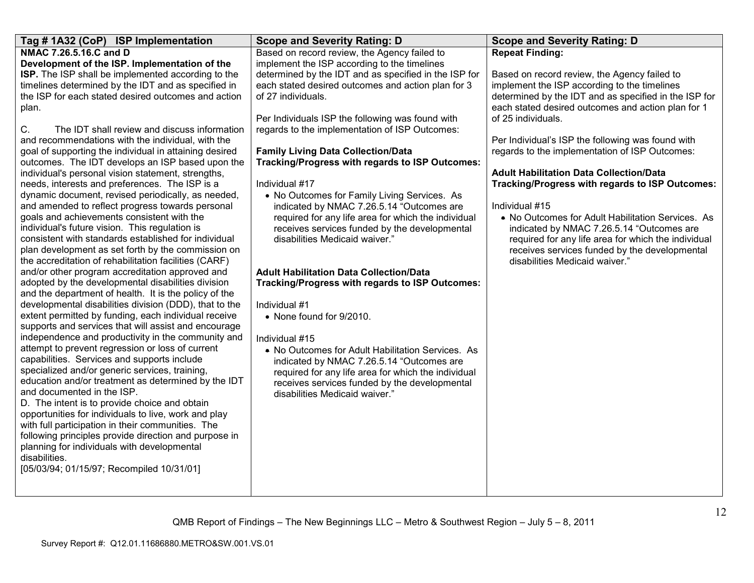| Tag # 1A32 (CoP) ISP Implementation | Scope and Severity Rating: D | Scope and Severity Rating: D |
|---|---|---|
| **NMAC 7.26.5.16.C and D**<br>**Development of the ISP. Implementation of the ISP.** The ISP shall be implemented according to the timelines determined by the IDT and as specified in the ISP for each stated desired outcomes and action plan.<br><br>C. The IDT shall review and discuss information and recommendations with the individual, with the goal of supporting the individual in attaining desired outcomes. The IDT develops an ISP based upon the individual's personal vision statement, strengths, needs, interests and preferences. The ISP is a dynamic document, revised periodically, as needed, and amended to reflect progress towards personal goals and achievements consistent with the individual's future vision. This regulation is consistent with standards established for individual plan development as set forth by the commission on the accreditation of rehabilitation facilities (CARF) and/or other program accreditation approved and adopted by the developmental disabilities division and the department of health. It is the policy of the developmental disabilities division (DDD), that to the extent permitted by funding, each individual receive supports and services that will assist and encourage independence and productivity in the community and attempt to prevent regression or loss of current capabilities. Services and supports include specialized and/or generic services, training, education and/or treatment as determined by the IDT and documented in the ISP.<br>D. The intent is to provide choice and obtain opportunities for individuals to live, work and play with full participation in their communities. The following principles provide direction and purpose in planning for individuals with developmental disabilities.<br>[05/03/94; 01/15/97; Recompiled 10/31/01] | Based on record review, the Agency failed to implement the ISP according to the timelines determined by the IDT and as specified in the ISP for each stated desired outcomes and action plan for 3 of 27 individuals.<br><br>Per Individuals ISP the following was found with regards to the implementation of ISP Outcomes:<br><br>**Family Living Data Collection/Data Tracking/Progress with regards to ISP Outcomes:**<br><br>Individual #17<br>• No Outcomes for Family Living Services. As indicated by NMAC 7.26.5.14 "Outcomes are required for any life area for which the individual receives services funded by the developmental disabilities Medicaid waiver."<br><br>**Adult Habilitation Data Collection/Data Tracking/Progress with regards to ISP Outcomes:**<br><br>Individual #1<br>• None found for 9/2010.<br><br>Individual #15<br>• No Outcomes for Adult Habilitation Services. As indicated by NMAC 7.26.5.14 "Outcomes are required for any life area for which the individual receives services funded by the developmental disabilities Medicaid waiver." | **Repeat Finding:**<br><br>Based on record review, the Agency failed to implement the ISP according to the timelines determined by the IDT and as specified in the ISP for each stated desired outcomes and action plan for 1 of 25 individuals.<br><br>Per Individual's ISP the following was found with regards to the implementation of ISP Outcomes:<br><br>**Adult Habilitation Data Collection/Data Tracking/Progress with regards to ISP Outcomes:**<br><br>Individual #15<br>• No Outcomes for Adult Habilitation Services. As indicated by NMAC 7.26.5.14 "Outcomes are required for any life area for which the individual receives services funded by the developmental disabilities Medicaid waiver." |

QMB Report of Findings – The New Beginnings LLC – Metro & Southwest Region – July 5 – 8, 2011

Survey Report #: Q12.01.11686880.METRO&SW.001.VS.01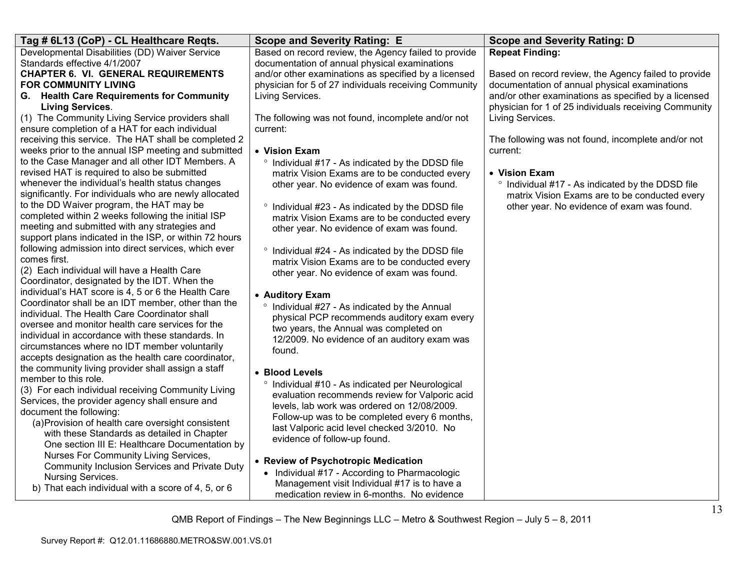| Tag # 6L13 (CoP) - CL Healthcare Reqts. | Scope and Severity Rating: E | Scope and Severity Rating: D |
|---|---|---|
| Developmental Disabilities (DD) Waiver Service Standards effective 4/1/2007<br>**CHAPTER 6. VI. GENERAL REQUIREMENTS FOR COMMUNITY LIVING**<br>**G. Health Care Requirements for Community Living Services**.<br>(1) The Community Living Service providers shall ensure completion of a HAT for each individual receiving this service. The HAT shall be completed 2 weeks prior to the annual ISP meeting and submitted to the Case Manager and all other IDT Members. A revised HAT is required to also be submitted whenever the individual's health status changes significantly. For individuals who are newly allocated to the DD Waiver program, the HAT may be completed within 2 weeks following the initial ISP meeting and submitted with any strategies and support plans indicated in the ISP, or within 72 hours following admission into direct services, which ever comes first.<br>(2) Each individual will have a Health Care Coordinator, designated by the IDT. When the individual's HAT score is 4, 5 or 6 the Health Care Coordinator shall be an IDT member, other than the individual. The Health Care Coordinator shall oversee and monitor health care services for the individual in accordance with these standards. In circumstances where no IDT member voluntarily accepts designation as the health care coordinator, the community living provider shall assign a staff member to this role.<br>(3) For each individual receiving Community Living Services, the provider agency shall ensure and document the following:<br>(a)Provision of health care oversight consistent with these Standards as detailed in Chapter One section III E: Healthcare Documentation by Nurses For Community Living Services, Community Inclusion Services and Private Duty Nursing Services.<br>b) That each individual with a score of 4, 5, or 6 | Based on record review, the Agency failed to provide documentation of annual physical examinations and/or other examinations as specified by a licensed physician for 5 of 27 individuals receiving Community Living Services.<br><br>The following was not found, incomplete and/or not current:<br><br>• **Vision Exam**<br>° Individual #17 - As indicated by the DDSD file matrix Vision Exams are to be conducted every other year. No evidence of exam was found.<br><br>° Individual #23 - As indicated by the DDSD file matrix Vision Exams are to be conducted every other year. No evidence of exam was found.<br><br>° Individual #24 - As indicated by the DDSD file matrix Vision Exams are to be conducted every other year. No evidence of exam was found.<br><br>• **Auditory Exam**<br>° Individual #27 - As indicated by the Annual physical PCP recommends auditory exam every two years, the Annual was completed on 12/2009. No evidence of an auditory exam was found.<br><br>• **Blood Levels**<br>° Individual #10 - As indicated per Neurological evaluation recommends review for Valporic acid levels, lab work was ordered on 12/08/2009. Follow-up was to be completed every 6 months, last Valporic acid level checked 3/2010. No evidence of follow-up found.<br><br>• **Review of Psychotropic Medication**<br>• Individual #17 - According to Pharmacologic Management visit Individual #17 is to have a medication review in 6-months. No evidence | **Repeat Finding:**<br><br>Based on record review, the Agency failed to provide documentation of annual physical examinations and/or other examinations as specified by a licensed physician for 1 of 25 individuals receiving Community Living Services.<br><br>The following was not found, incomplete and/or not current:<br><br>• **Vision Exam**<br>° Individual #17 - As indicated by the DDSD file matrix Vision Exams are to be conducted every other year. No evidence of exam was found. |

QMB Report of Findings – The New Beginnings LLC – Metro & Southwest Region – July 5 – 8, 2011

Survey Report #: Q12.01.11686880.METRO&SW.001.VS.01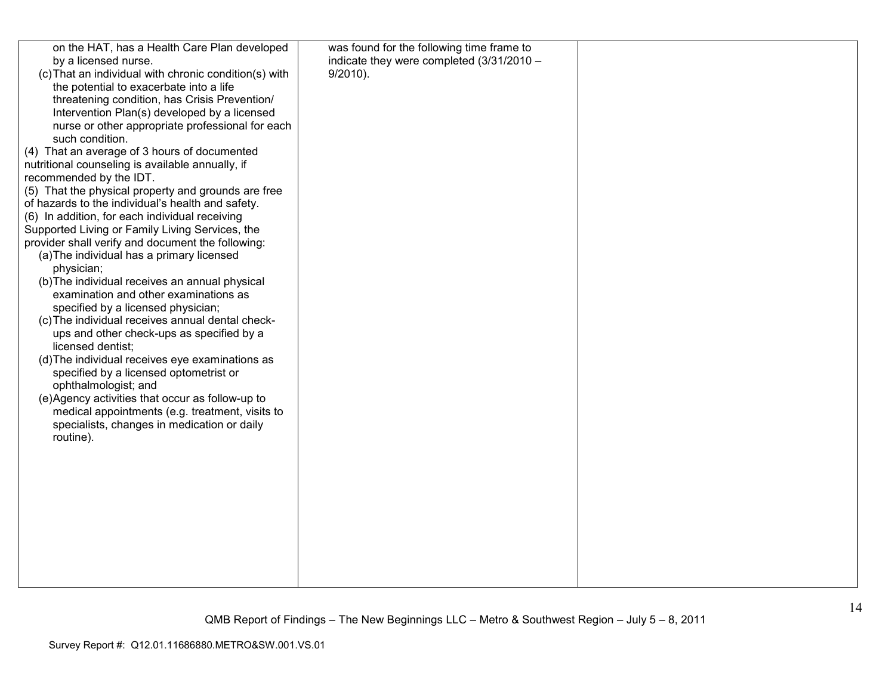| | | |
|---|---|---|
| on the HAT, has a Health Care Plan developed by a licensed nurse.<br>(c) That an individual with chronic condition(s) with the potential to exacerbate into a life threatening condition, has Crisis Prevention/ Intervention Plan(s) developed by a licensed nurse or other appropriate professional for each such condition.<br>(4) That an average of 3 hours of documented nutritional counseling is available annually, if recommended by the IDT.<br>(5) That the physical property and grounds are free of hazards to the individual's health and safety.<br>(6) In addition, for each individual receiving Supported Living or Family Living Services, the provider shall verify and document the following:<br>(a) The individual has a primary licensed physician;<br>(b) The individual receives an annual physical examination and other examinations as specified by a licensed physician;<br>(c) The individual receives annual dental check-ups and other check-ups as specified by a licensed dentist;<br>(d) The individual receives eye examinations as specified by a licensed optometrist or ophthalmologist; and<br>(e) Agency activities that occur as follow-up to medical appointments (e.g. treatment, visits to specialists, changes in medication or daily routine). | was found for the following time frame to indicate they were completed (3/31/2010 – 9/2010). | |

QMB Report of Findings – The New Beginnings LLC – Metro & Southwest Region – July 5 – 8, 2011

Survey Report #: Q12.01.11686880.METRO&SW.001.VS.01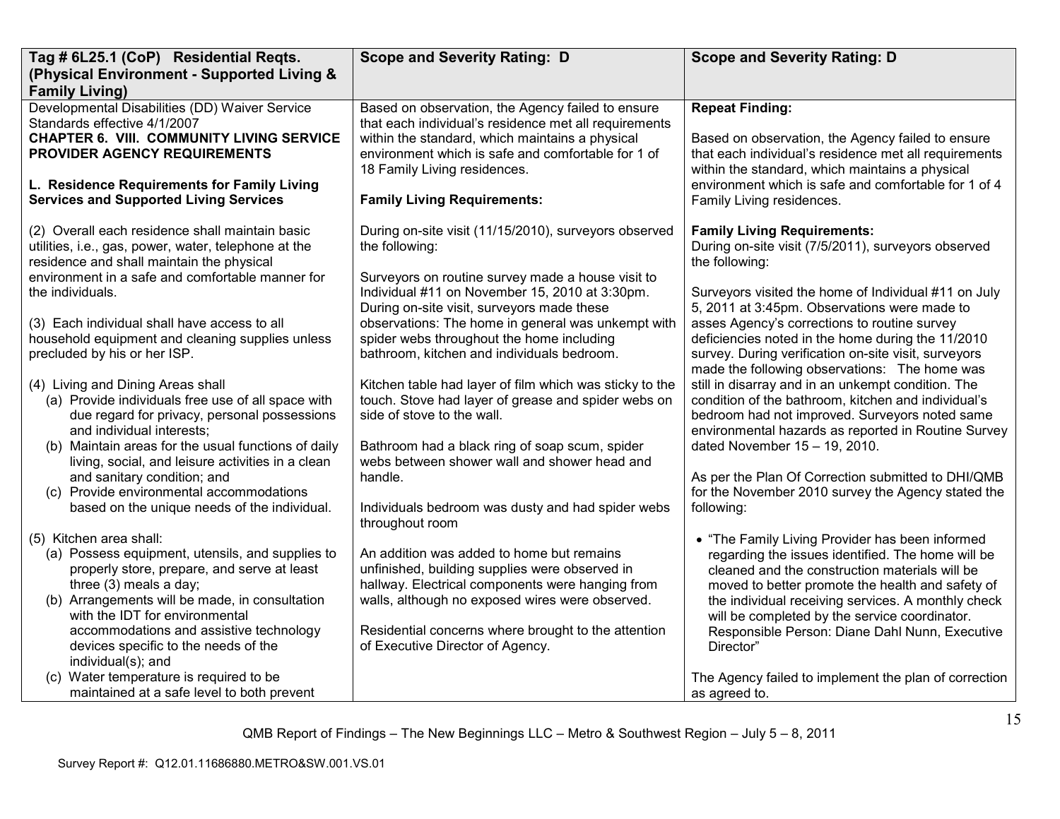| Tag # 6L25.1 (CoP) Residential Reqts. (Physical Environment - Supported Living & Family Living) | Scope and Severity Rating: D | Scope and Severity Rating: D |
|---|---|---|
| Developmental Disabilities (DD) Waiver Service Standards effective 4/1/2007<br>**CHAPTER 6. VIII. COMMUNITY LIVING SERVICE PROVIDER AGENCY REQUIREMENTS**<br><br>**L. Residence Requirements for Family Living Services and Supported Living Services**<br><br>(2) Overall each residence shall maintain basic utilities, i.e., gas, power, water, telephone at the residence and shall maintain the physical environment in a safe and comfortable manner for the individuals.<br><br>(3) Each individual shall have access to all household equipment and cleaning supplies unless precluded by his or her ISP.<br><br>(4) Living and Dining Areas shall<br>(a) Provide individuals free use of all space with due regard for privacy, personal possessions and individual interests;<br>(b) Maintain areas for the usual functions of daily living, social, and leisure activities in a clean and sanitary condition; and<br>(c) Provide environmental accommodations based on the unique needs of the individual.<br><br>(5) Kitchen area shall:<br>(a) Possess equipment, utensils, and supplies to properly store, prepare, and serve at least three (3) meals a day;<br>(b) Arrangements will be made, in consultation with the IDT for environmental accommodations and assistive technology devices specific to the needs of the individual(s); and<br>(c) Water temperature is required to be maintained at a safe level to both prevent | Based on observation, the Agency failed to ensure that each individual's residence met all requirements within the standard, which maintains a physical environment which is safe and comfortable for 1 of 18 Family Living residences.<br><br>**Family Living Requirements:**<br><br>During on-site visit (11/15/2010), surveyors observed the following:<br><br>Surveyors on routine survey made a house visit to Individual #11 on November 15, 2010 at 3:30pm. During on-site visit, surveyors made these observations: The home in general was unkempt with spider webs throughout the home including bathroom, kitchen and individuals bedroom.<br><br>Kitchen table had layer of film which was sticky to the touch. Stove had layer of grease and spider webs on side of stove to the wall.<br><br>Bathroom had a black ring of soap scum, spider webs between shower wall and shower head and handle.<br><br>Individuals bedroom was dusty and had spider webs throughout room<br><br>An addition was added to home but remains unfinished, building supplies were observed in hallway. Electrical components were hanging from walls, although no exposed wires were observed.<br><br>Residential concerns where brought to the attention of Executive Director of Agency. | **Repeat Finding:**<br><br>Based on observation, the Agency failed to ensure that each individual's residence met all requirements within the standard, which maintains a physical environment which is safe and comfortable for 1 of 4 Family Living residences.<br><br>**Family Living Requirements:**<br>During on-site visit (7/5/2011), surveyors observed the following:<br><br>Surveyors visited the home of Individual #11 on July 5, 2011 at 3:45pm. Observations were made to asses Agency's corrections to routine survey deficiencies noted in the home during the 11/2010 survey. During verification on-site visit, surveyors made the following observations: The home was still in disarray and in an unkempt condition. The condition of the bathroom, kitchen and individual's bedroom had not improved. Surveyors noted same environmental hazards as reported in Routine Survey dated November 15 – 19, 2010.<br><br>As per the Plan Of Correction submitted to DHI/QMB for the November 2010 survey the Agency stated the following:<br><br>• "The Family Living Provider has been informed regarding the issues identified. The home will be cleaned and the construction materials will be moved to better promote the health and safety of the individual receiving services. A monthly check will be completed by the service coordinator. Responsible Person: Diane Dahl Nunn, Executive Director"<br><br>The Agency failed to implement the plan of correction as agreed to. |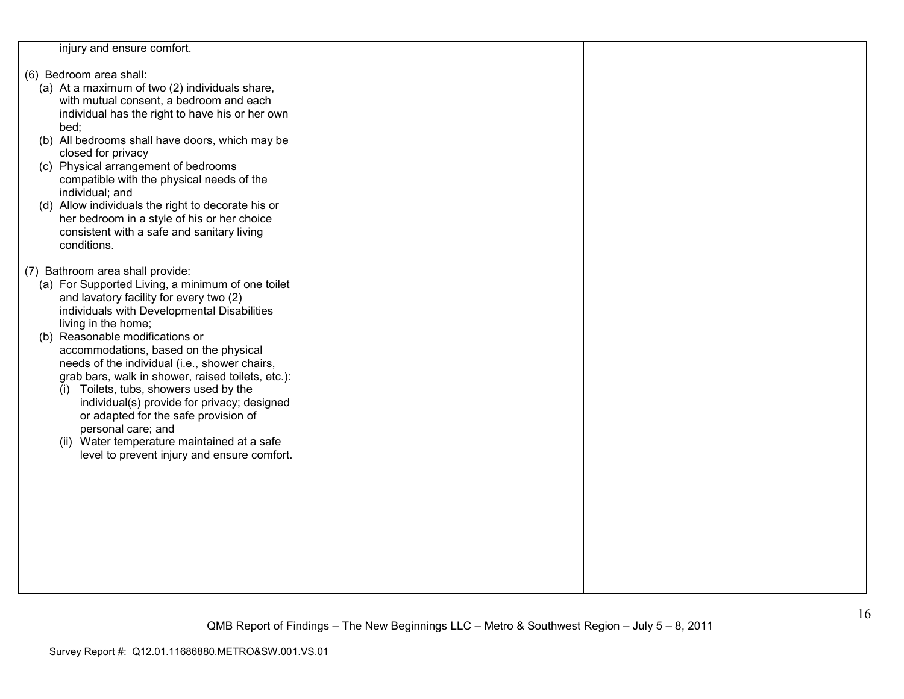| | | |
|---|---|---|
| injury and ensure comfort.<br><br>(6) Bedroom area shall:<br>(a) At a maximum of two (2) individuals share, with mutual consent, a bedroom and each individual has the right to have his or her own bed;<br>(b) All bedrooms shall have doors, which may be closed for privacy<br>(c) Physical arrangement of bedrooms compatible with the physical needs of the individual; and<br>(d) Allow individuals the right to decorate his or her bedroom in a style of his or her choice consistent with a safe and sanitary living conditions.<br><br>(7) Bathroom area shall provide:<br>(a) For Supported Living, a minimum of one toilet and lavatory facility for every two (2) individuals with Developmental Disabilities living in the home;<br>(b) Reasonable modifications or accommodations, based on the physical needs of the individual (i.e., shower chairs, grab bars, walk in shower, raised toilets, etc.):<br>(i) Toilets, tubs, showers used by the individual(s) provide for privacy; designed or adapted for the safe provision of personal care; and<br>(ii) Water temperature maintained at a safe level to prevent injury and ensure comfort. | | |

QMB Report of Findings – The New Beginnings LLC – Metro & Southwest Region – July 5 – 8, 2011

Survey Report #: Q12.01.11686880.METRO&SW.001.VS.01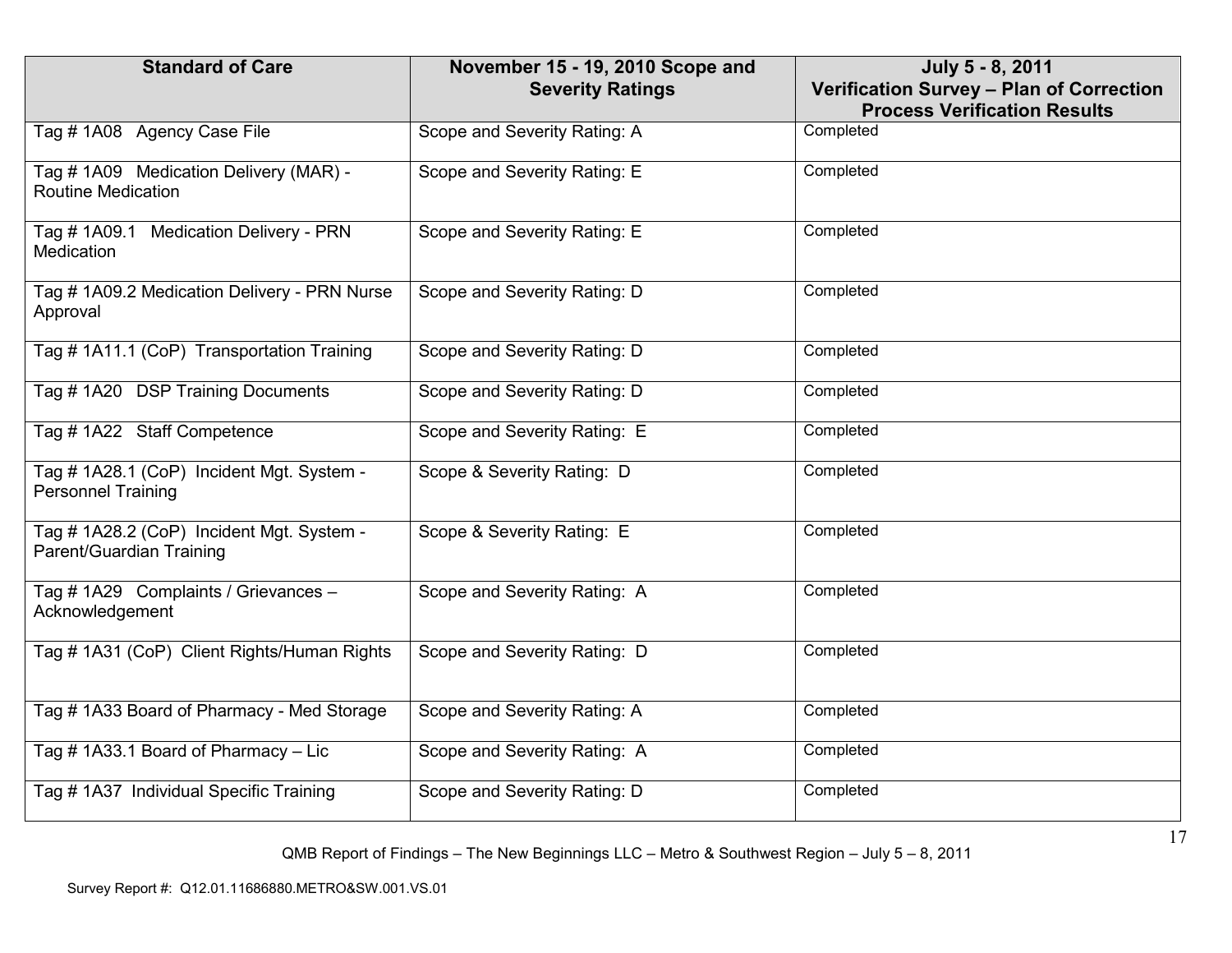| Standard of Care | November 15 - 19, 2010 Scope and Severity Ratings | July 5 - 8, 2011 Verification Survey – Plan of Correction Process Verification Results |
|---|---|---|
| Tag # 1A08 Agency Case File | Scope and Severity Rating: A | Completed |
| Tag # 1A09 Medication Delivery (MAR) - Routine Medication | Scope and Severity Rating: E | Completed |
| Tag # 1A09.1 Medication Delivery - PRN Medication | Scope and Severity Rating: E | Completed |
| Tag # 1A09.2 Medication Delivery - PRN Nurse Approval | Scope and Severity Rating: D | Completed |
| Tag # 1A11.1 (CoP) Transportation Training | Scope and Severity Rating: D | Completed |
| Tag # 1A20 DSP Training Documents | Scope and Severity Rating: D | Completed |
| Tag # 1A22 Staff Competence | Scope and Severity Rating: E | Completed |
| Tag # 1A28.1 (CoP) Incident Mgt. System - Personnel Training | Scope & Severity Rating: D | Completed |
| Tag # 1A28.2 (CoP) Incident Mgt. System - Parent/Guardian Training | Scope & Severity Rating: E | Completed |
| Tag # 1A29 Complaints / Grievances – Acknowledgement | Scope and Severity Rating: A | Completed |
| Tag # 1A31 (CoP) Client Rights/Human Rights | Scope and Severity Rating: D | Completed |
| Tag # 1A33 Board of Pharmacy - Med Storage | Scope and Severity Rating: A | Completed |
| Tag # 1A33.1 Board of Pharmacy – Lic | Scope and Severity Rating: A | Completed |
| Tag # 1A37 Individual Specific Training | Scope and Severity Rating: D | Completed |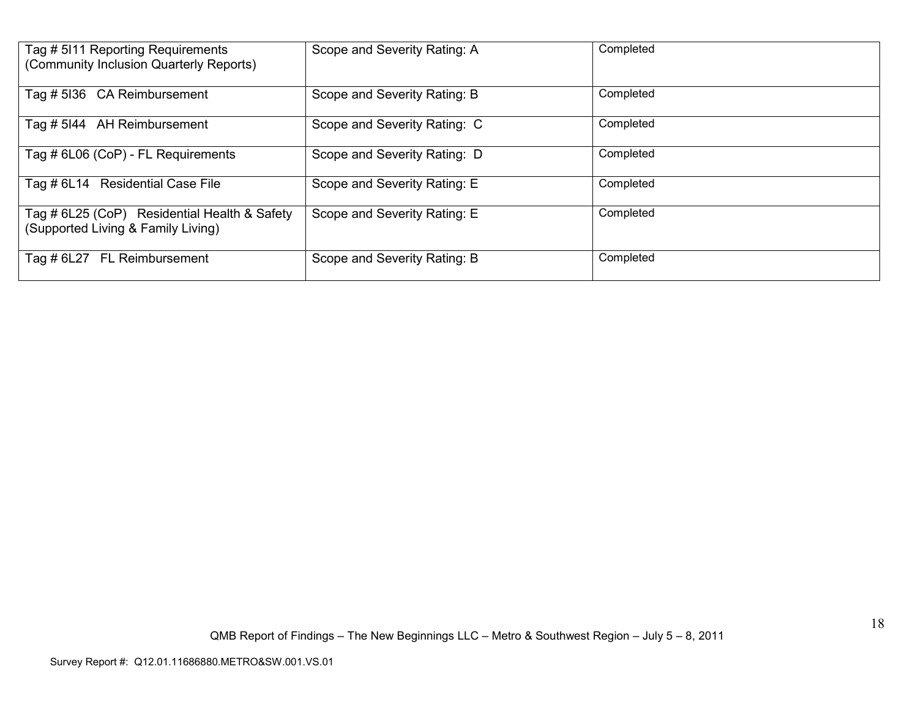| Tag # 5I11 Reporting Requirements (Community Inclusion Quarterly Reports) | Scope and Severity Rating: A | Completed |
|---|---|---|
| Tag # 5I36 CA Reimbursement | Scope and Severity Rating: B | Completed |
| Tag # 5I44 AH Reimbursement | Scope and Severity Rating: C | Completed |
| Tag # 6L06 (CoP) - FL Requirements | Scope and Severity Rating: D | Completed |
| Tag # 6L14 Residential Case File | Scope and Severity Rating: E | Completed |
| Tag # 6L25 (CoP) Residential Health & Safety (Supported Living & Family Living) | Scope and Severity Rating: E | Completed |
| Tag # 6L27 FL Reimbursement | Scope and Severity Rating: B | Completed |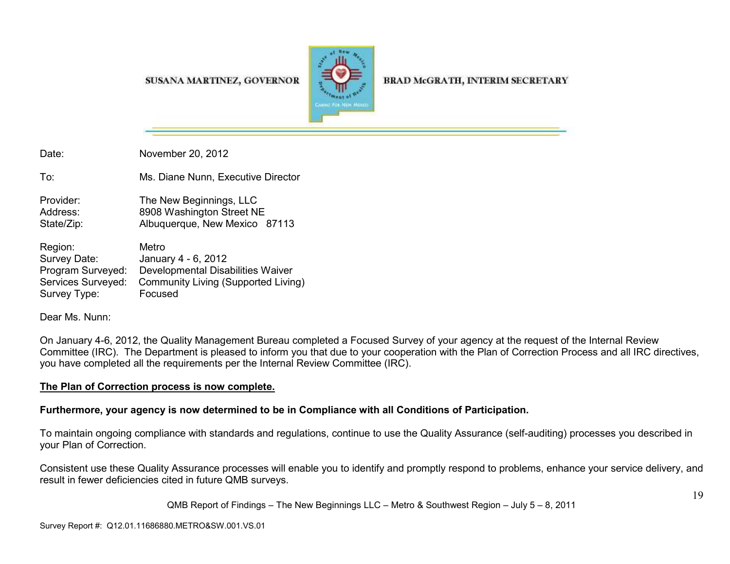SUSANA MARTINEZ, GOVERNOR

BRAD McGRATH, INTERIM SECRETARY

Date: November 20, 2012

To: Ms. Diane Nunn, Executive Director

Provider: The New Beginnings, LLC
Address: 8908 Washington Street NE
State/Zip: Albuquerque, New Mexico 87113

Region: Metro
Survey Date: January 4 - 6, 2012
Program Surveyed: Developmental Disabilities Waiver
Services Surveyed: Community Living (Supported Living)
Survey Type: Focused

Dear Ms. Nunn:

On January 4-6, 2012, the Quality Management Bureau completed a Focused Survey of your agency at the request of the Internal Review Committee (IRC). The Department is pleased to inform you that due to your cooperation with the Plan of Correction Process and all IRC directives, you have completed all the requirements per the Internal Review Committee (IRC).

**The Plan of Correction process is now complete.**

**Furthermore, your agency is now determined to be in Compliance with all Conditions of Participation.**

To maintain ongoing compliance with standards and regulations, continue to use the Quality Assurance (self-auditing) processes you described in your Plan of Correction.

Consistent use these Quality Assurance processes will enable you to identify and promptly respond to problems, enhance your service delivery, and result in fewer deficiencies cited in future QMB surveys.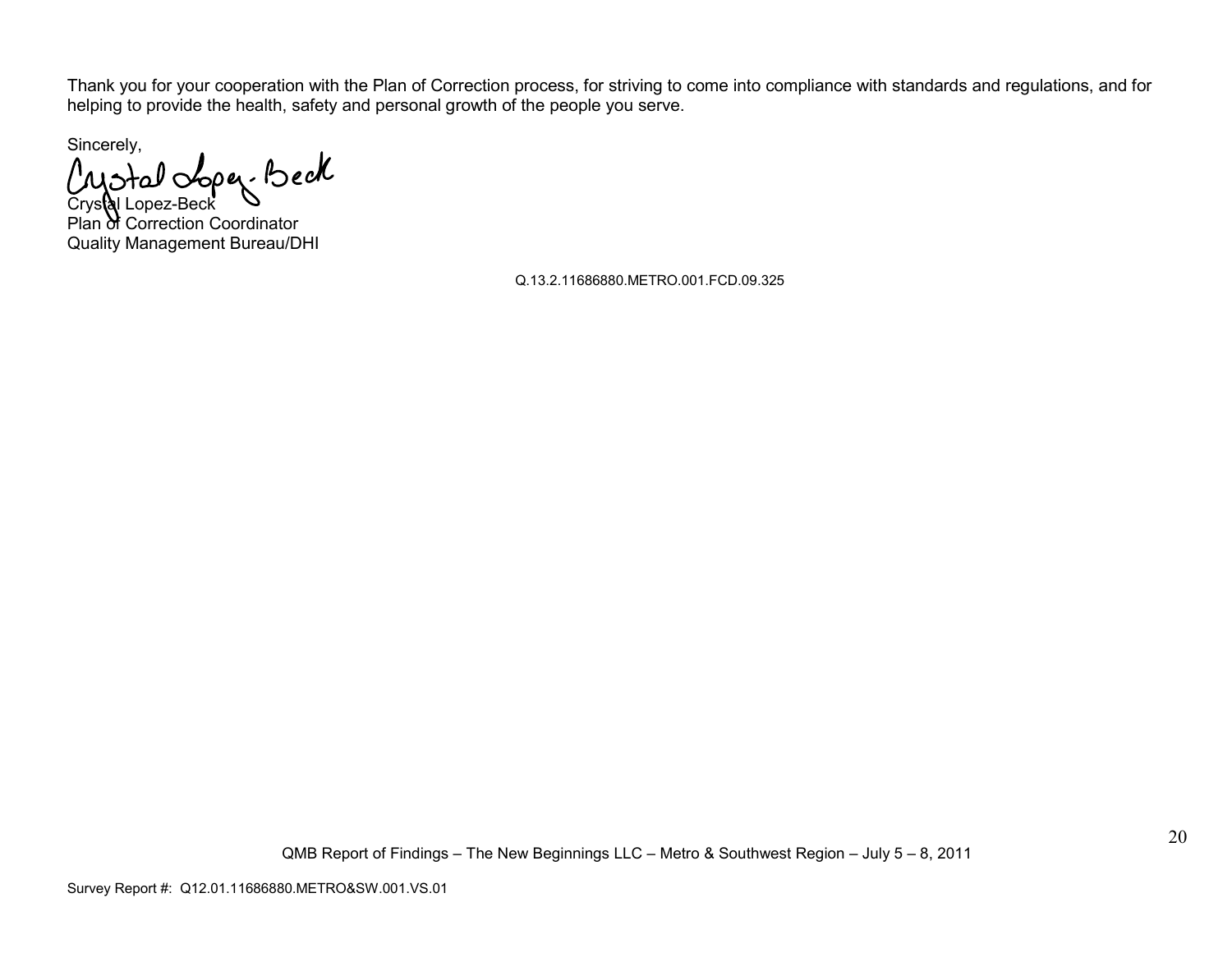Thank you for your cooperation with the Plan of Correction process, for striving to come into compliance with standards and regulations, and for helping to provide the health, safety and personal growth of the people you serve.

Sincerely,

Crystal Lopez-Beck
Plan of Correction Coordinator
Quality Management Bureau/DHI

Q.13.2.11686880.METRO.001.FCD.09.325